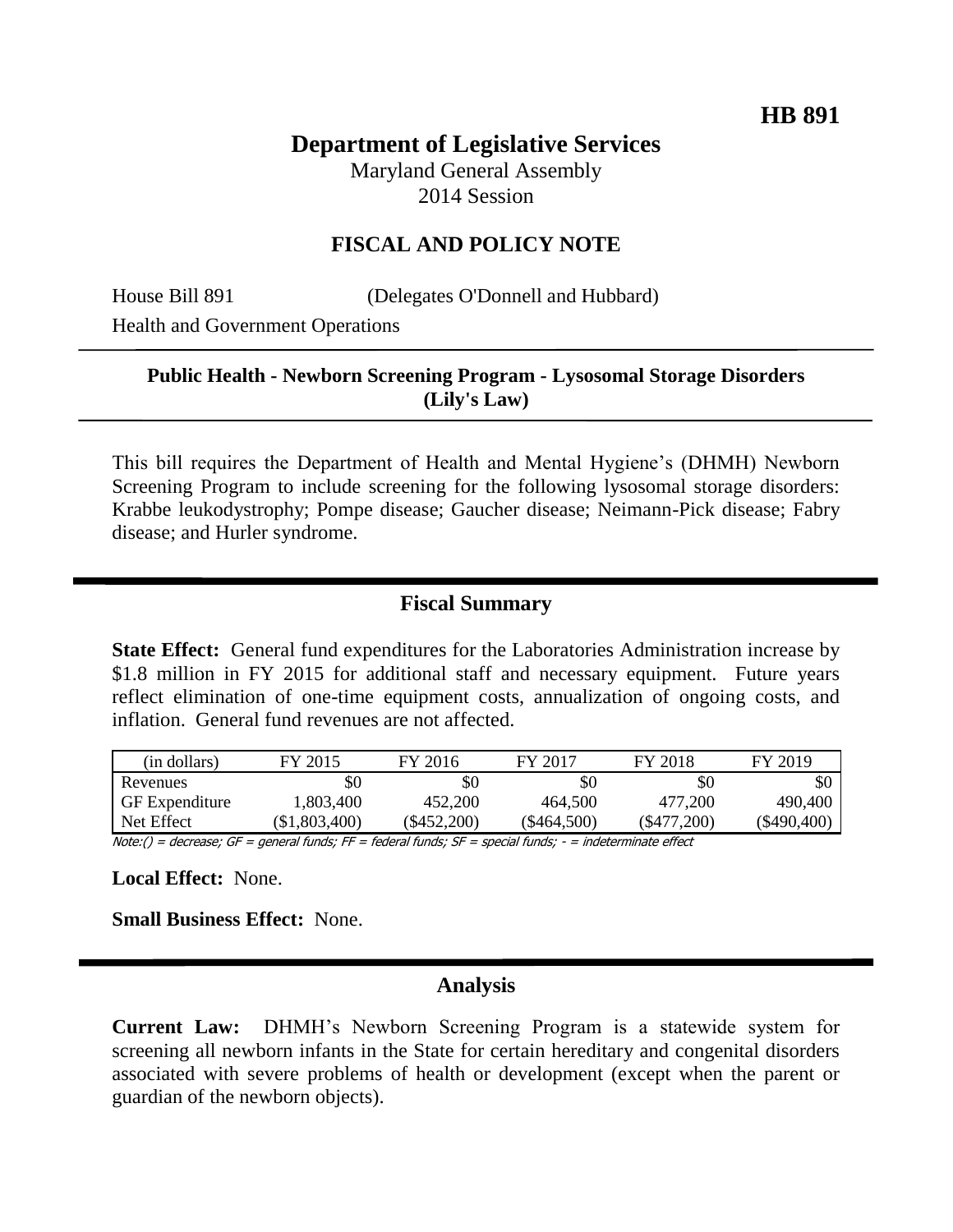**HB 891**

# Department of Legislative Services

Maryland General Assembly
2014 Session

## FISCAL AND POLICY NOTE

House Bill 891 (Delegates O'Donnell and Hubbard)
Health and Government Operations

**Public Health - Newborn Screening Program - Lysosomal Storage Disorders (Lily's Law)**

This bill requires the Department of Health and Mental Hygiene's (DHMH) Newborn Screening Program to include screening for the following lysosomal storage disorders: Krabbe leukodystrophy; Pompe disease; Gaucher disease; Neimann-Pick disease; Fabry disease; and Hurler syndrome.

## Fiscal Summary

**State Effect:** General fund expenditures for the Laboratories Administration increase by $1.8 million in FY 2015 for additional staff and necessary equipment. Future years reflect elimination of one-time equipment costs, annualization of ongoing costs, and inflation. General fund revenues are not affected.

| (in dollars) | FY 2015 | FY 2016 | FY 2017 | FY 2018 | FY 2019 |
|---|---|---|---|---|---|
| Revenues | $0 | $0 | $0 | $0 | $0 |
| GF Expenditure | 1,803,400 | 452,200 | 464,500 | 477,200 | 490,400 |
| Net Effect | ($1,803,400) | ($452,200) | ($464,500) | ($477,200) | ($490,400) |

*Note:() = decrease; GF = general funds; FF = federal funds; SF = special funds; - = indeterminate effect*

**Local Effect:** None.

**Small Business Effect:** None.

## Analysis

**Current Law:** DHMH's Newborn Screening Program is a statewide system for screening all newborn infants in the State for certain hereditary and congenital disorders associated with severe problems of health or development (except when the parent or guardian of the newborn objects).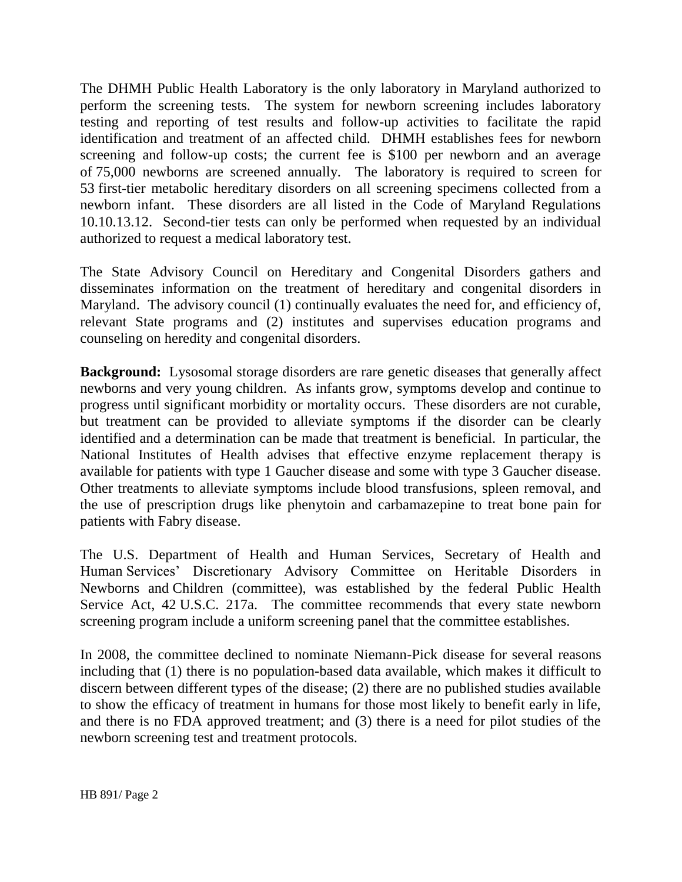The DHMH Public Health Laboratory is the only laboratory in Maryland authorized to perform the screening tests. The system for newborn screening includes laboratory testing and reporting of test results and follow-up activities to facilitate the rapid identification and treatment of an affected child. DHMH establishes fees for newborn screening and follow-up costs; the current fee is $100 per newborn and an average of 75,000 newborns are screened annually. The laboratory is required to screen for 53 first-tier metabolic hereditary disorders on all screening specimens collected from a newborn infant. These disorders are all listed in the Code of Maryland Regulations 10.10.13.12. Second-tier tests can only be performed when requested by an individual authorized to request a medical laboratory test.

The State Advisory Council on Hereditary and Congenital Disorders gathers and disseminates information on the treatment of hereditary and congenital disorders in Maryland. The advisory council (1) continually evaluates the need for, and efficiency of, relevant State programs and (2) institutes and supervises education programs and counseling on heredity and congenital disorders.

**Background:** Lysosomal storage disorders are rare genetic diseases that generally affect newborns and very young children. As infants grow, symptoms develop and continue to progress until significant morbidity or mortality occurs. These disorders are not curable, but treatment can be provided to alleviate symptoms if the disorder can be clearly identified and a determination can be made that treatment is beneficial. In particular, the National Institutes of Health advises that effective enzyme replacement therapy is available for patients with type 1 Gaucher disease and some with type 3 Gaucher disease. Other treatments to alleviate symptoms include blood transfusions, spleen removal, and the use of prescription drugs like phenytoin and carbamazepine to treat bone pain for patients with Fabry disease.

The U.S. Department of Health and Human Services, Secretary of Health and Human Services' Discretionary Advisory Committee on Heritable Disorders in Newborns and Children (committee), was established by the federal Public Health Service Act, 42 U.S.C. 217a. The committee recommends that every state newborn screening program include a uniform screening panel that the committee establishes.

In 2008, the committee declined to nominate Niemann-Pick disease for several reasons including that (1) there is no population-based data available, which makes it difficult to discern between different types of the disease; (2) there are no published studies available to show the efficacy of treatment in humans for those most likely to benefit early in life, and there is no FDA approved treatment; and (3) there is a need for pilot studies of the newborn screening test and treatment protocols.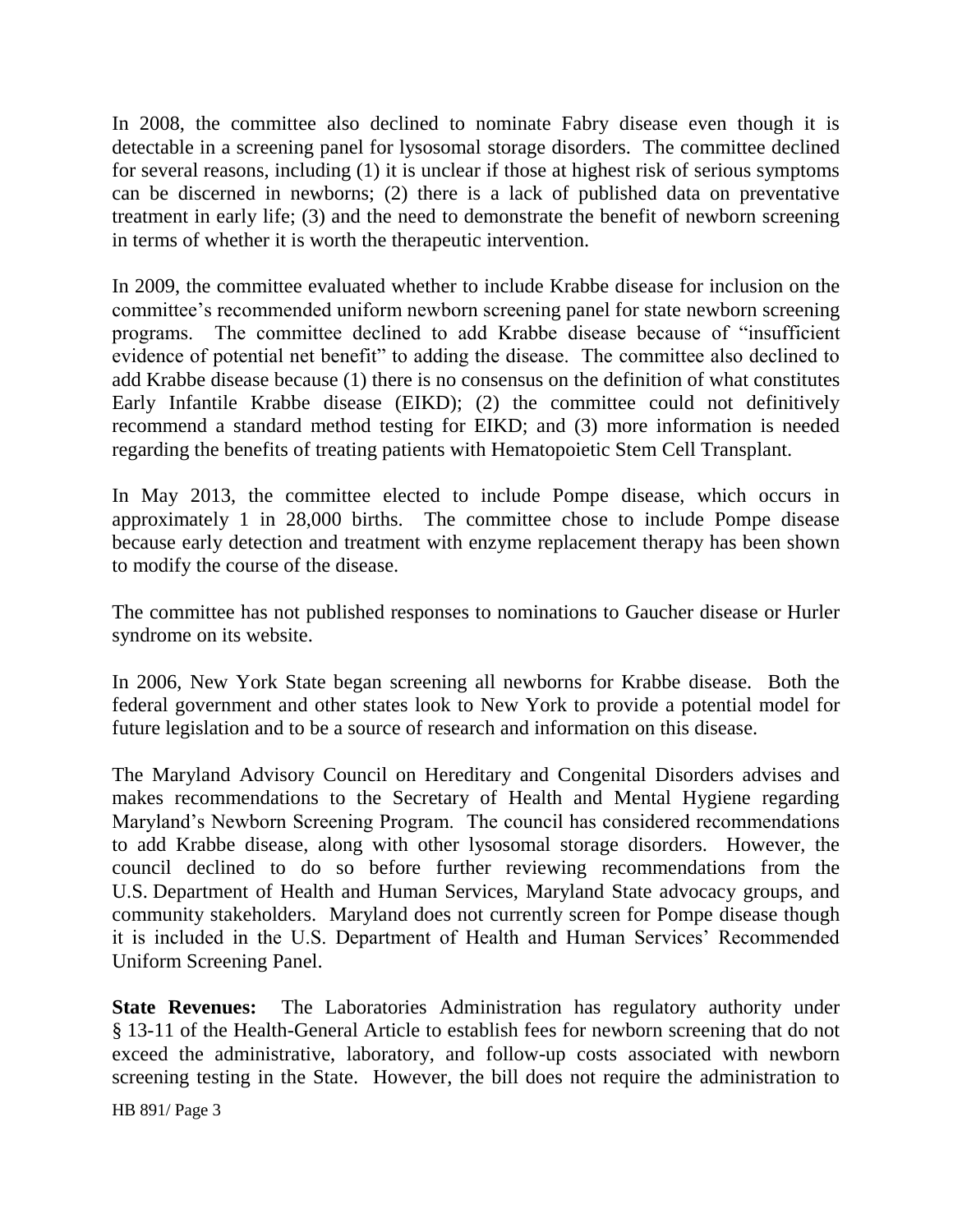In 2008, the committee also declined to nominate Fabry disease even though it is detectable in a screening panel for lysosomal storage disorders. The committee declined for several reasons, including (1) it is unclear if those at highest risk of serious symptoms can be discerned in newborns; (2) there is a lack of published data on preventative treatment in early life; (3) and the need to demonstrate the benefit of newborn screening in terms of whether it is worth the therapeutic intervention.

In 2009, the committee evaluated whether to include Krabbe disease for inclusion on the committee's recommended uniform newborn screening panel for state newborn screening programs. The committee declined to add Krabbe disease because of "insufficient evidence of potential net benefit" to adding the disease. The committee also declined to add Krabbe disease because (1) there is no consensus on the definition of what constitutes Early Infantile Krabbe disease (EIKD); (2) the committee could not definitively recommend a standard method testing for EIKD; and (3) more information is needed regarding the benefits of treating patients with Hematopoietic Stem Cell Transplant.

In May 2013, the committee elected to include Pompe disease, which occurs in approximately 1 in 28,000 births. The committee chose to include Pompe disease because early detection and treatment with enzyme replacement therapy has been shown to modify the course of the disease.

The committee has not published responses to nominations to Gaucher disease or Hurler syndrome on its website.

In 2006, New York State began screening all newborns for Krabbe disease. Both the federal government and other states look to New York to provide a potential model for future legislation and to be a source of research and information on this disease.

The Maryland Advisory Council on Hereditary and Congenital Disorders advises and makes recommendations to the Secretary of Health and Mental Hygiene regarding Maryland's Newborn Screening Program. The council has considered recommendations to add Krabbe disease, along with other lysosomal storage disorders. However, the council declined to do so before further reviewing recommendations from the U.S. Department of Health and Human Services, Maryland State advocacy groups, and community stakeholders. Maryland does not currently screen for Pompe disease though it is included in the U.S. Department of Health and Human Services' Recommended Uniform Screening Panel.

**State Revenues:** The Laboratories Administration has regulatory authority under § 13-11 of the Health-General Article to establish fees for newborn screening that do not exceed the administrative, laboratory, and follow-up costs associated with newborn screening testing in the State. However, the bill does not require the administration to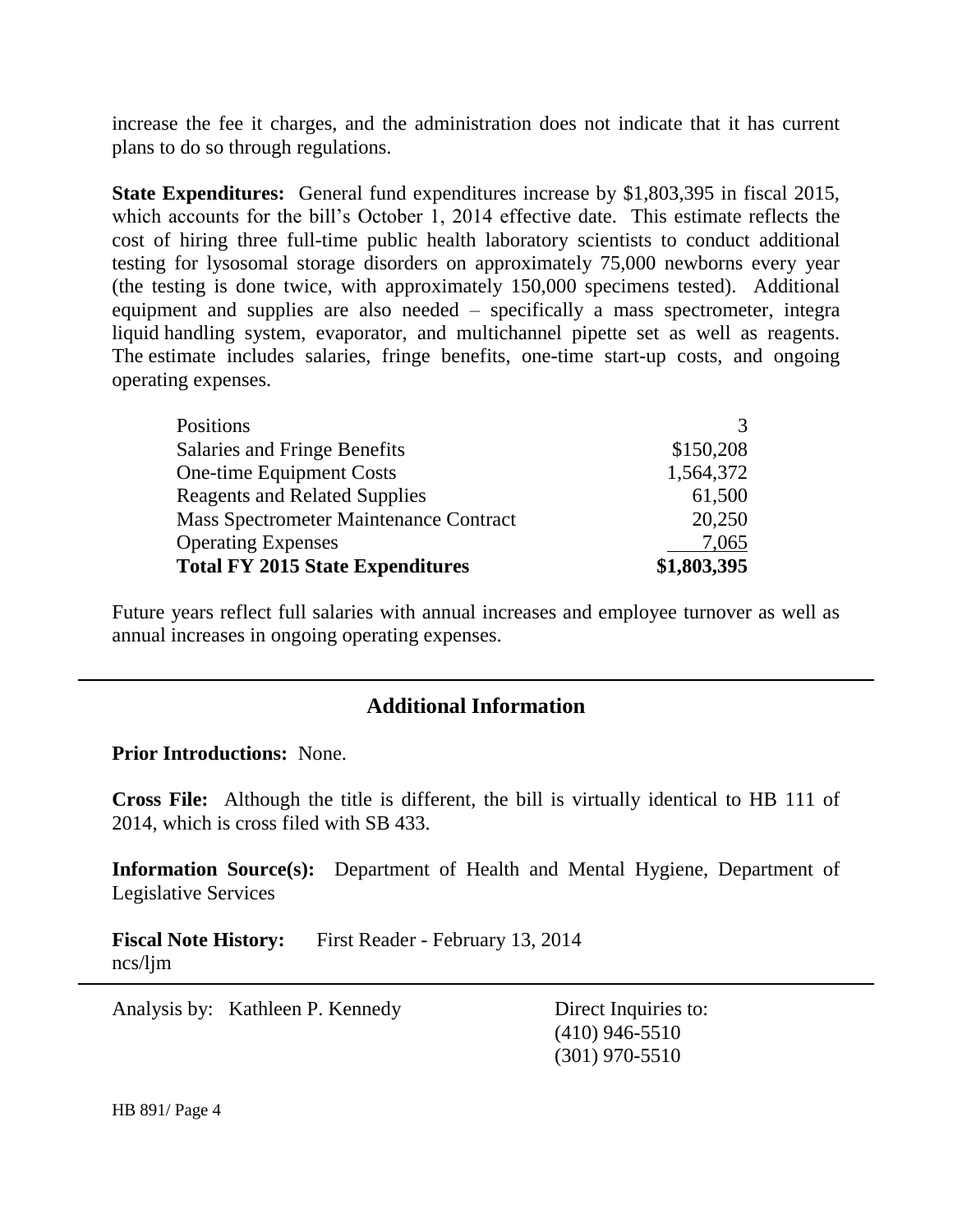increase the fee it charges, and the administration does not indicate that it has current plans to do so through regulations.

**State Expenditures:** General fund expenditures increase by $1,803,395 in fiscal 2015, which accounts for the bill's October 1, 2014 effective date. This estimate reflects the cost of hiring three full-time public health laboratory scientists to conduct additional testing for lysosomal storage disorders on approximately 75,000 newborns every year (the testing is done twice, with approximately 150,000 specimens tested). Additional equipment and supplies are also needed – specifically a mass spectrometer, integra liquid handling system, evaporator, and multichannel pipette set as well as reagents. The estimate includes salaries, fringe benefits, one-time start-up costs, and ongoing operating expenses.

| | |
|---|---|
| Positions | 3 |
| Salaries and Fringe Benefits | $150,208 |
| One-time Equipment Costs | 1,564,372 |
| Reagents and Related Supplies | 61,500 |
| Mass Spectrometer Maintenance Contract | 20,250 |
| Operating Expenses | 7,065 |
| **Total FY 2015 State Expenditures** | **$1,803,395** |

Future years reflect full salaries with annual increases and employee turnover as well as annual increases in ongoing operating expenses.

## Additional Information

**Prior Introductions:** None.

**Cross File:** Although the title is different, the bill is virtually identical to HB 111 of 2014, which is cross filed with SB 433.

**Information Source(s):** Department of Health and Mental Hygiene, Department of Legislative Services

**Fiscal Note History:** First Reader - February 13, 2014
ncs/ljm

Analysis by: Kathleen P. Kennedy

Direct Inquiries to:
(410) 946-5510
(301) 970-5510